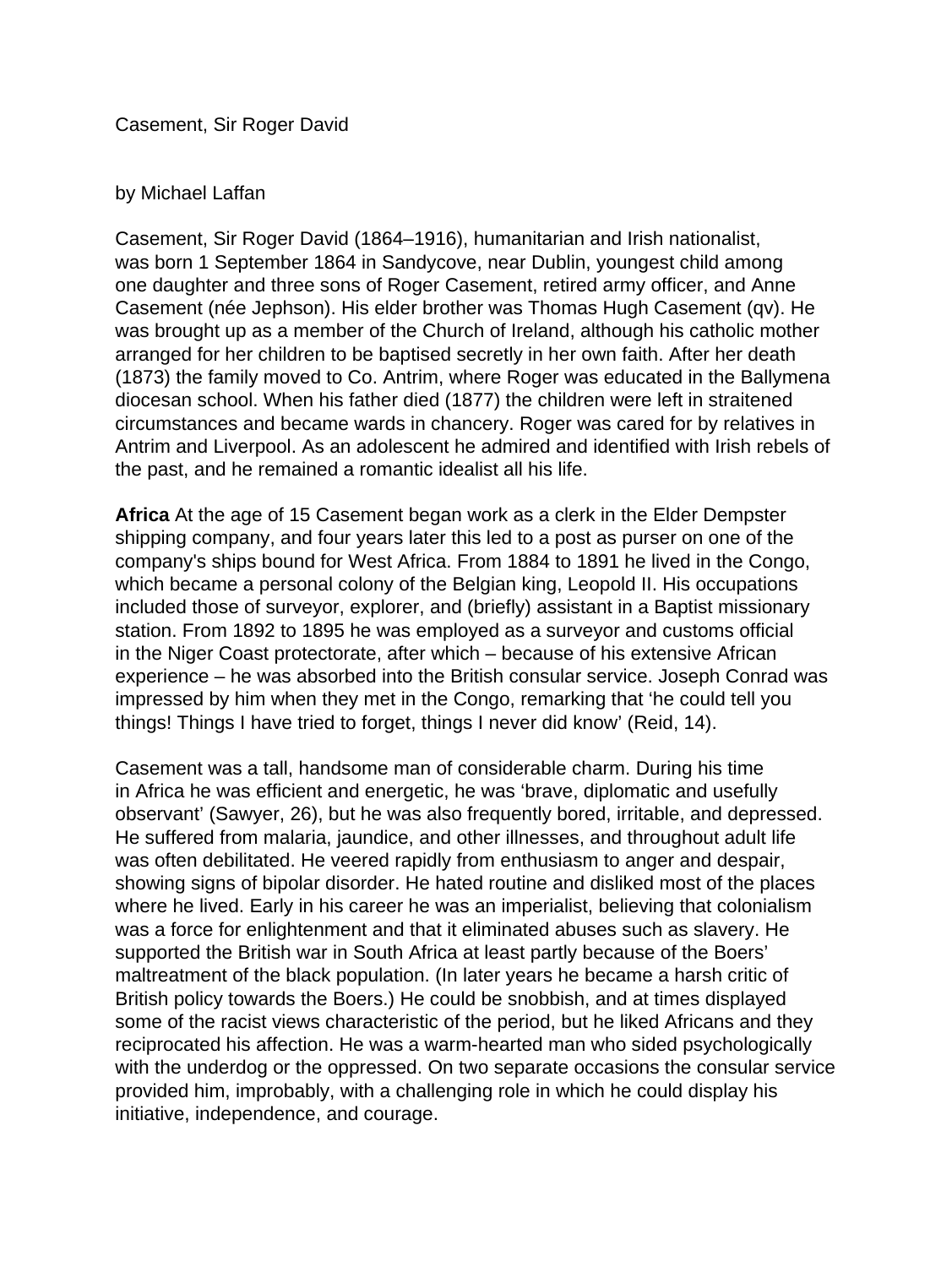Casement, Sir Roger David

by Michael Laffan

Casement, Sir Roger David (1864–1916), humanitarian and Irish nationalist, was born 1 September 1864 in Sandycove, near Dublin, youngest child among one daughter and three sons of Roger Casement, retired army officer, and Anne Casement (née Jephson). His elder brother was Thomas Hugh Casement (qv). He was brought up as a member of the Church of Ireland, although his catholic mother arranged for her children to be baptised secretly in her own faith. After her death (1873) the family moved to Co. Antrim, where Roger was educated in the Ballymena diocesan school. When his father died (1877) the children were left in straitened circumstances and became wards in chancery. Roger was cared for by relatives in Antrim and Liverpool. As an adolescent he admired and identified with Irish rebels of the past, and he remained a romantic idealist all his life.

**Africa** At the age of 15 Casement began work as a clerk in the Elder Dempster shipping company, and four years later this led to a post as purser on one of the company's ships bound for West Africa. From 1884 to 1891 he lived in the Congo, which became a personal colony of the Belgian king, Leopold II. His occupations included those of surveyor, explorer, and (briefly) assistant in a Baptist missionary station. From 1892 to 1895 he was employed as a surveyor and customs official in the Niger Coast protectorate, after which – because of his extensive African experience – he was absorbed into the British consular service. Joseph Conrad was impressed by him when they met in the Congo, remarking that ‘he could tell you things! Things I have tried to forget, things I never did know’ (Reid, 14).

Casement was a tall, handsome man of considerable charm. During his time in Africa he was efficient and energetic, he was ‘brave, diplomatic and usefully observant’ (Sawyer, 26), but he was also frequently bored, irritable, and depressed. He suffered from malaria, jaundice, and other illnesses, and throughout adult life was often debilitated. He veered rapidly from enthusiasm to anger and despair, showing signs of bipolar disorder. He hated routine and disliked most of the places where he lived. Early in his career he was an imperialist, believing that colonialism was a force for enlightenment and that it eliminated abuses such as slavery. He supported the British war in South Africa at least partly because of the Boers’ maltreatment of the black population. (In later years he became a harsh critic of British policy towards the Boers.) He could be snobbish, and at times displayed some of the racist views characteristic of the period, but he liked Africans and they reciprocated his affection. He was a warm-hearted man who sided psychologically with the underdog or the oppressed. On two separate occasions the consular service provided him, improbably, with a challenging role in which he could display his initiative, independence, and courage.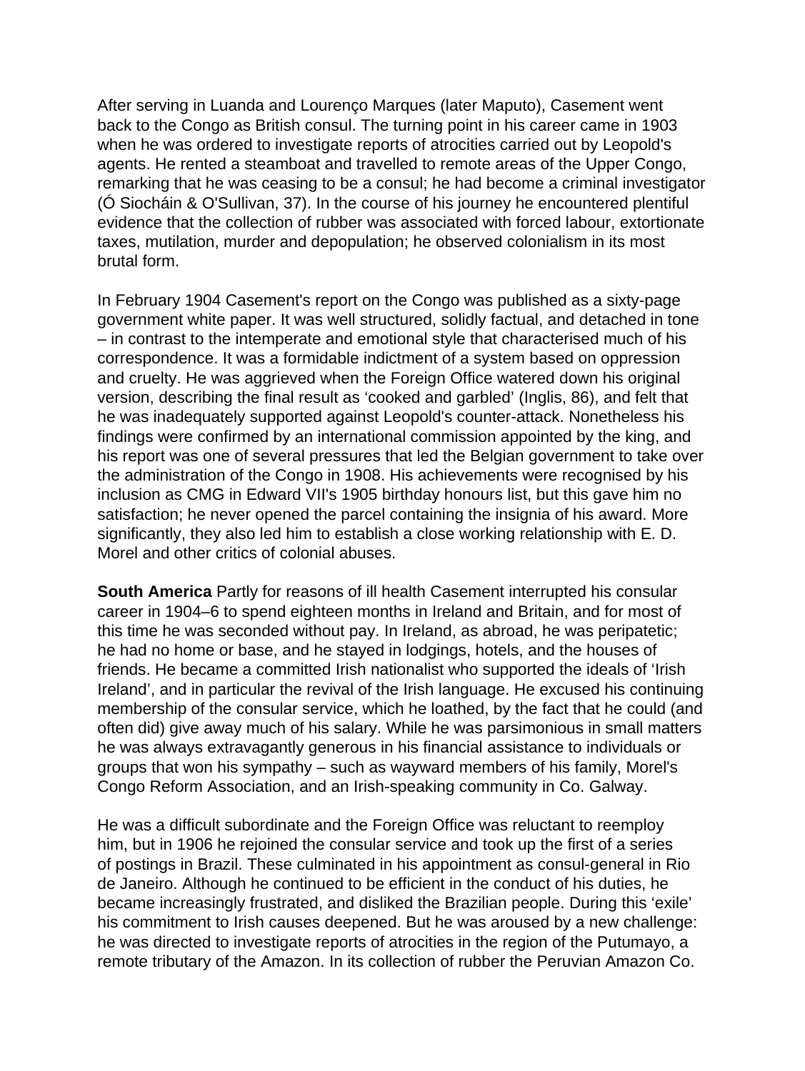After serving in Luanda and Lourenço Marques (later Maputo), Casement went back to the Congo as British consul. The turning point in his career came in 1903 when he was ordered to investigate reports of atrocities carried out by Leopold's agents. He rented a steamboat and travelled to remote areas of the Upper Congo, remarking that he was ceasing to be a consul; he had become a criminal investigator (Ó Siocháin & O'Sullivan, 37). In the course of his journey he encountered plentiful evidence that the collection of rubber was associated with forced labour, extortionate taxes, mutilation, murder and depopulation; he observed colonialism in its most brutal form.

In February 1904 Casement's report on the Congo was published as a sixty-page government white paper. It was well structured, solidly factual, and detached in tone – in contrast to the intemperate and emotional style that characterised much of his correspondence. It was a formidable indictment of a system based on oppression and cruelty. He was aggrieved when the Foreign Office watered down his original version, describing the final result as 'cooked and garbled' (Inglis, 86), and felt that he was inadequately supported against Leopold's counter-attack. Nonetheless his findings were confirmed by an international commission appointed by the king, and his report was one of several pressures that led the Belgian government to take over the administration of the Congo in 1908. His achievements were recognised by his inclusion as CMG in Edward VII's 1905 birthday honours list, but this gave him no satisfaction; he never opened the parcel containing the insignia of his award. More significantly, they also led him to establish a close working relationship with E. D. Morel and other critics of colonial abuses.

**South America** Partly for reasons of ill health Casement interrupted his consular career in 1904–6 to spend eighteen months in Ireland and Britain, and for most of this time he was seconded without pay. In Ireland, as abroad, he was peripatetic; he had no home or base, and he stayed in lodgings, hotels, and the houses of friends. He became a committed Irish nationalist who supported the ideals of 'Irish Ireland', and in particular the revival of the Irish language. He excused his continuing membership of the consular service, which he loathed, by the fact that he could (and often did) give away much of his salary. While he was parsimonious in small matters he was always extravagantly generous in his financial assistance to individuals or groups that won his sympathy – such as wayward members of his family, Morel's Congo Reform Association, and an Irish-speaking community in Co. Galway.

He was a difficult subordinate and the Foreign Office was reluctant to reemploy him, but in 1906 he rejoined the consular service and took up the first of a series of postings in Brazil. These culminated in his appointment as consul-general in Rio de Janeiro. Although he continued to be efficient in the conduct of his duties, he became increasingly frustrated, and disliked the Brazilian people. During this 'exile' his commitment to Irish causes deepened. But he was aroused by a new challenge: he was directed to investigate reports of atrocities in the region of the Putumayo, a remote tributary of the Amazon. In its collection of rubber the Peruvian Amazon Co.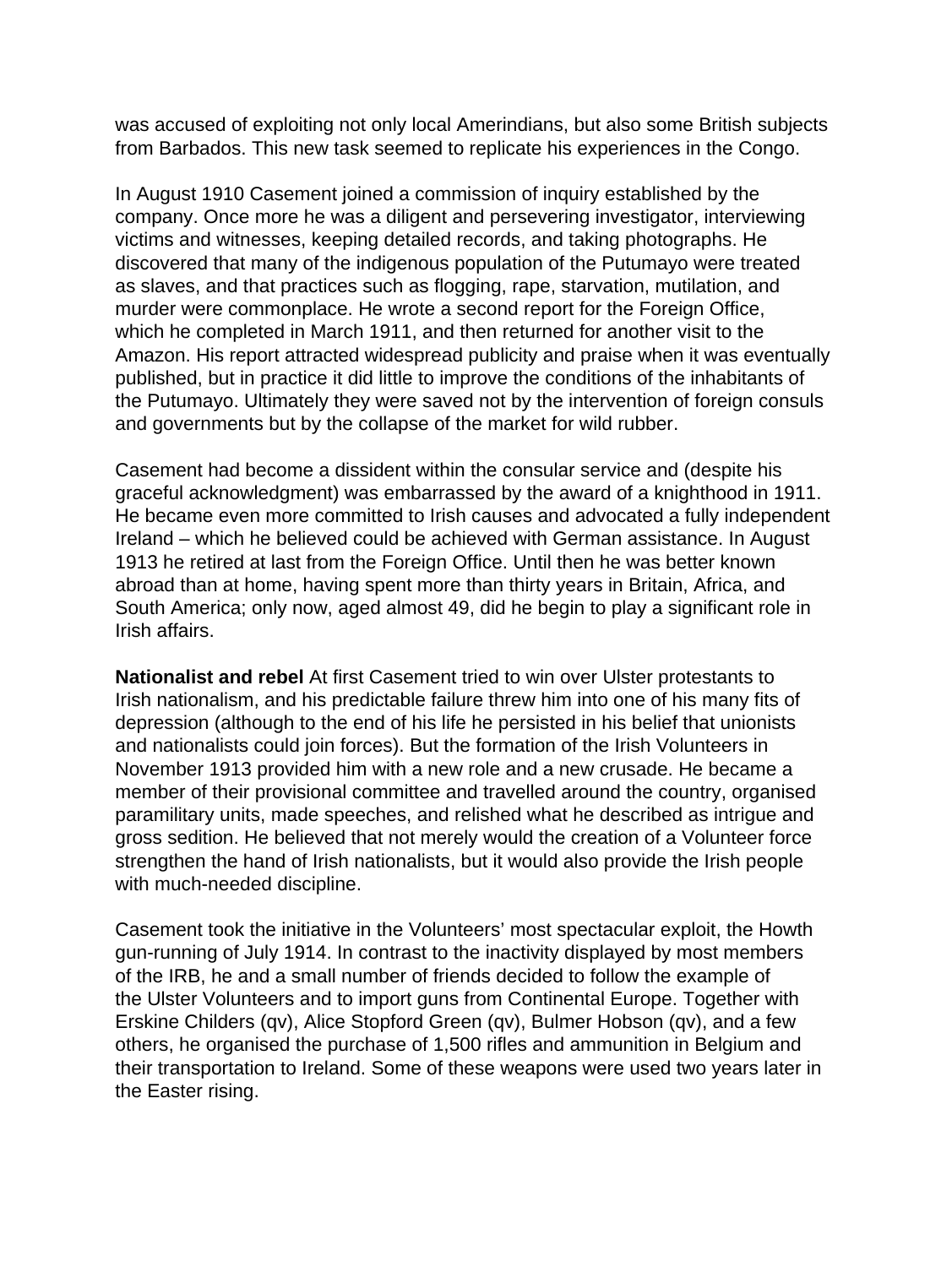was accused of exploiting not only local Amerindians, but also some British subjects from Barbados. This new task seemed to replicate his experiences in the Congo.

In August 1910 Casement joined a commission of inquiry established by the company. Once more he was a diligent and persevering investigator, interviewing victims and witnesses, keeping detailed records, and taking photographs. He discovered that many of the indigenous population of the Putumayo were treated as slaves, and that practices such as flogging, rape, starvation, mutilation, and murder were commonplace. He wrote a second report for the Foreign Office, which he completed in March 1911, and then returned for another visit to the Amazon. His report attracted widespread publicity and praise when it was eventually published, but in practice it did little to improve the conditions of the inhabitants of the Putumayo. Ultimately they were saved not by the intervention of foreign consuls and governments but by the collapse of the market for wild rubber.

Casement had become a dissident within the consular service and (despite his graceful acknowledgment) was embarrassed by the award of a knighthood in 1911. He became even more committed to Irish causes and advocated a fully independent Ireland – which he believed could be achieved with German assistance. In August 1913 he retired at last from the Foreign Office. Until then he was better known abroad than at home, having spent more than thirty years in Britain, Africa, and South America; only now, aged almost 49, did he begin to play a significant role in Irish affairs.

**Nationalist and rebel** At first Casement tried to win over Ulster protestants to Irish nationalism, and his predictable failure threw him into one of his many fits of depression (although to the end of his life he persisted in his belief that unionists and nationalists could join forces). But the formation of the Irish Volunteers in November 1913 provided him with a new role and a new crusade. He became a member of their provisional committee and travelled around the country, organised paramilitary units, made speeches, and relished what he described as intrigue and gross sedition. He believed that not merely would the creation of a Volunteer force strengthen the hand of Irish nationalists, but it would also provide the Irish people with much-needed discipline.

Casement took the initiative in the Volunteers' most spectacular exploit, the Howth gun-running of July 1914. In contrast to the inactivity displayed by most members of the IRB, he and a small number of friends decided to follow the example of the Ulster Volunteers and to import guns from Continental Europe. Together with Erskine Childers (qv), Alice Stopford Green (qv), Bulmer Hobson (qv), and a few others, he organised the purchase of 1,500 rifles and ammunition in Belgium and their transportation to Ireland. Some of these weapons were used two years later in the Easter rising.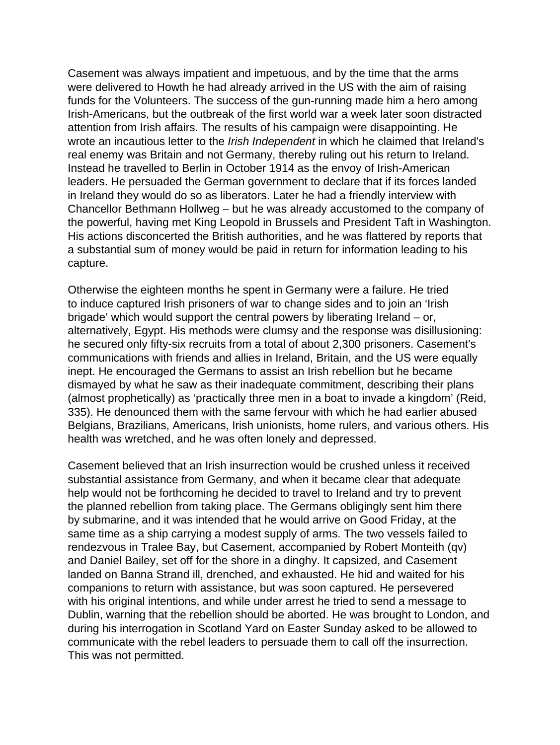Casement was always impatient and impetuous, and by the time that the arms were delivered to Howth he had already arrived in the US with the aim of raising funds for the Volunteers. The success of the gun-running made him a hero among Irish-Americans, but the outbreak of the first world war a week later soon distracted attention from Irish affairs. The results of his campaign were disappointing. He wrote an incautious letter to the *Irish Independent* in which he claimed that Ireland's real enemy was Britain and not Germany, thereby ruling out his return to Ireland. Instead he travelled to Berlin in October 1914 as the envoy of Irish-American leaders. He persuaded the German government to declare that if its forces landed in Ireland they would do so as liberators. Later he had a friendly interview with Chancellor Bethmann Hollweg – but he was already accustomed to the company of the powerful, having met King Leopold in Brussels and President Taft in Washington. His actions disconcerted the British authorities, and he was flattered by reports that a substantial sum of money would be paid in return for information leading to his capture.

Otherwise the eighteen months he spent in Germany were a failure. He tried to induce captured Irish prisoners of war to change sides and to join an 'Irish brigade' which would support the central powers by liberating Ireland – or, alternatively, Egypt. His methods were clumsy and the response was disillusioning: he secured only fifty-six recruits from a total of about 2,300 prisoners. Casement's communications with friends and allies in Ireland, Britain, and the US were equally inept. He encouraged the Germans to assist an Irish rebellion but he became dismayed by what he saw as their inadequate commitment, describing their plans (almost prophetically) as 'practically three men in a boat to invade a kingdom' (Reid, 335). He denounced them with the same fervour with which he had earlier abused Belgians, Brazilians, Americans, Irish unionists, home rulers, and various others. His health was wretched, and he was often lonely and depressed.

Casement believed that an Irish insurrection would be crushed unless it received substantial assistance from Germany, and when it became clear that adequate help would not be forthcoming he decided to travel to Ireland and try to prevent the planned rebellion from taking place. The Germans obligingly sent him there by submarine, and it was intended that he would arrive on Good Friday, at the same time as a ship carrying a modest supply of arms. The two vessels failed to rendezvous in Tralee Bay, but Casement, accompanied by Robert Monteith (qv) and Daniel Bailey, set off for the shore in a dinghy. It capsized, and Casement landed on Banna Strand ill, drenched, and exhausted. He hid and waited for his companions to return with assistance, but was soon captured. He persevered with his original intentions, and while under arrest he tried to send a message to Dublin, warning that the rebellion should be aborted. He was brought to London, and during his interrogation in Scotland Yard on Easter Sunday asked to be allowed to communicate with the rebel leaders to persuade them to call off the insurrection. This was not permitted.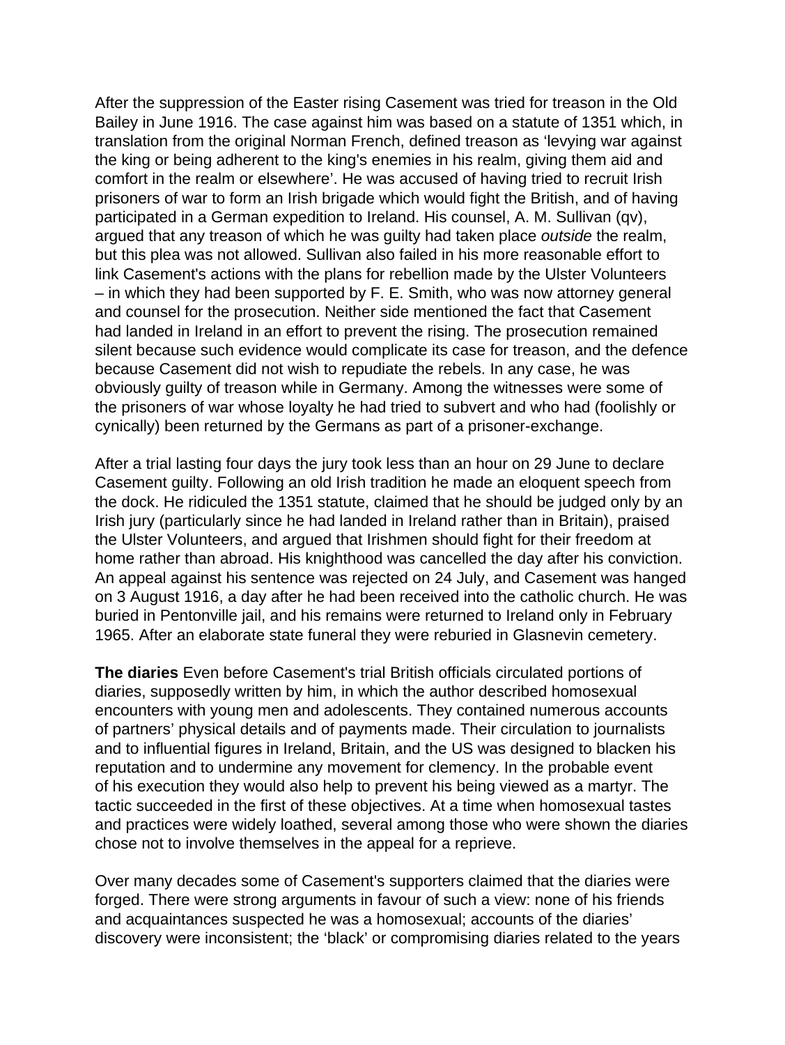After the suppression of the Easter rising Casement was tried for treason in the Old Bailey in June 1916. The case against him was based on a statute of 1351 which, in translation from the original Norman French, defined treason as ‘levying war against the king or being adherent to the king's enemies in his realm, giving them aid and comfort in the realm or elsewhere’. He was accused of having tried to recruit Irish prisoners of war to form an Irish brigade which would fight the British, and of having participated in a German expedition to Ireland. His counsel, A. M. Sullivan (qv), argued that any treason of which he was guilty had taken place *outside* the realm, but this plea was not allowed. Sullivan also failed in his more reasonable effort to link Casement's actions with the plans for rebellion made by the Ulster Volunteers – in which they had been supported by F. E. Smith, who was now attorney general and counsel for the prosecution. Neither side mentioned the fact that Casement had landed in Ireland in an effort to prevent the rising. The prosecution remained silent because such evidence would complicate its case for treason, and the defence because Casement did not wish to repudiate the rebels. In any case, he was obviously guilty of treason while in Germany. Among the witnesses were some of the prisoners of war whose loyalty he had tried to subvert and who had (foolishly or cynically) been returned by the Germans as part of a prisoner-exchange.

After a trial lasting four days the jury took less than an hour on 29 June to declare Casement guilty. Following an old Irish tradition he made an eloquent speech from the dock. He ridiculed the 1351 statute, claimed that he should be judged only by an Irish jury (particularly since he had landed in Ireland rather than in Britain), praised the Ulster Volunteers, and argued that Irishmen should fight for their freedom at home rather than abroad. His knighthood was cancelled the day after his conviction. An appeal against his sentence was rejected on 24 July, and Casement was hanged on 3 August 1916, a day after he had been received into the catholic church. He was buried in Pentonville jail, and his remains were returned to Ireland only in February 1965. After an elaborate state funeral they were reburied in Glasnevin cemetery.

**The diaries** Even before Casement's trial British officials circulated portions of diaries, supposedly written by him, in which the author described homosexual encounters with young men and adolescents. They contained numerous accounts of partners’ physical details and of payments made. Their circulation to journalists and to influential figures in Ireland, Britain, and the US was designed to blacken his reputation and to undermine any movement for clemency. In the probable event of his execution they would also help to prevent his being viewed as a martyr. The tactic succeeded in the first of these objectives. At a time when homosexual tastes and practices were widely loathed, several among those who were shown the diaries chose not to involve themselves in the appeal for a reprieve.

Over many decades some of Casement's supporters claimed that the diaries were forged. There were strong arguments in favour of such a view: none of his friends and acquaintances suspected he was a homosexual; accounts of the diaries’ discovery were inconsistent; the ‘black’ or compromising diaries related to the years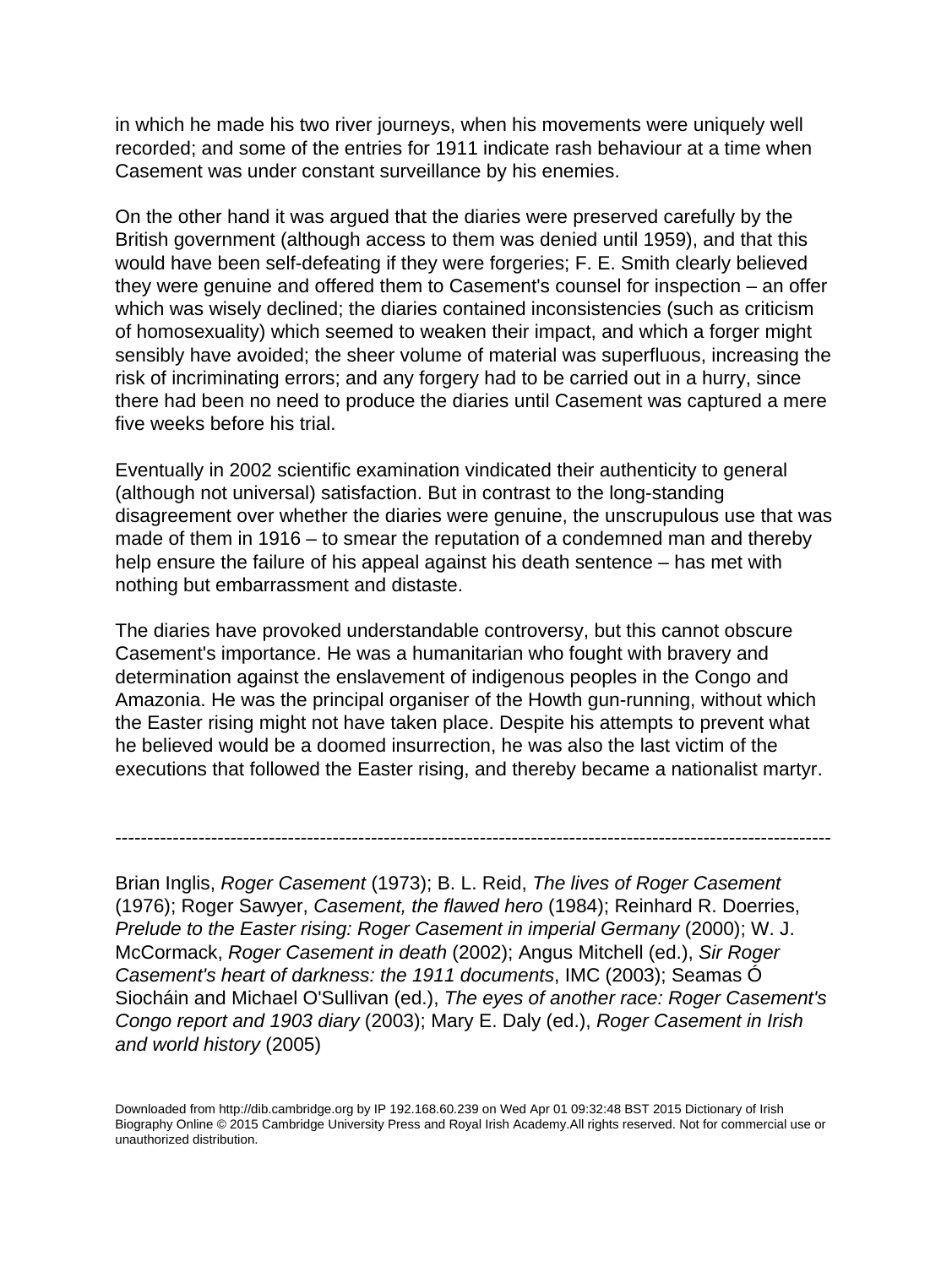in which he made his two river journeys, when his movements were uniquely well recorded; and some of the entries for 1911 indicate rash behaviour at a time when Casement was under constant surveillance by his enemies.

On the other hand it was argued that the diaries were preserved carefully by the British government (although access to them was denied until 1959), and that this would have been self-defeating if they were forgeries; F. E. Smith clearly believed they were genuine and offered them to Casement's counsel for inspection – an offer which was wisely declined; the diaries contained inconsistencies (such as criticism of homosexuality) which seemed to weaken their impact, and which a forger might sensibly have avoided; the sheer volume of material was superfluous, increasing the risk of incriminating errors; and any forgery had to be carried out in a hurry, since there had been no need to produce the diaries until Casement was captured a mere five weeks before his trial.

Eventually in 2002 scientific examination vindicated their authenticity to general (although not universal) satisfaction. But in contrast to the long-standing disagreement over whether the diaries were genuine, the unscrupulous use that was made of them in 1916 – to smear the reputation of a condemned man and thereby help ensure the failure of his appeal against his death sentence – has met with nothing but embarrassment and distaste.

The diaries have provoked understandable controversy, but this cannot obscure Casement's importance. He was a humanitarian who fought with bravery and determination against the enslavement of indigenous peoples in the Congo and Amazonia. He was the principal organiser of the Howth gun-running, without which the Easter rising might not have taken place. Despite his attempts to prevent what he believed would be a doomed insurrection, he was also the last victim of the executions that followed the Easter rising, and thereby became a nationalist martyr.

---

Brian Inglis, *Roger Casement* (1973); B. L. Reid, *The lives of Roger Casement* (1976); Roger Sawyer, *Casement, the flawed hero* (1984); Reinhard R. Doerries, *Prelude to the Easter rising: Roger Casement in imperial Germany* (2000); W. J. McCormack, *Roger Casement in death* (2002); Angus Mitchell (ed.), *Sir Roger Casement's heart of darkness: the 1911 documents*, IMC (2003); Seamas Ó Siocháin and Michael O'Sullivan (ed.), *The eyes of another race: Roger Casement's Congo report and 1903 diary* (2003); Mary E. Daly (ed.), *Roger Casement in Irish and world history* (2005)

Downloaded from http://dib.cambridge.org by IP 192.168.60.239 on Wed Apr 01 09:32:48 BST 2015 Dictionary of Irish Biography Online © 2015 Cambridge University Press and Royal Irish Academy.All rights reserved. Not for commercial use or unauthorized distribution.